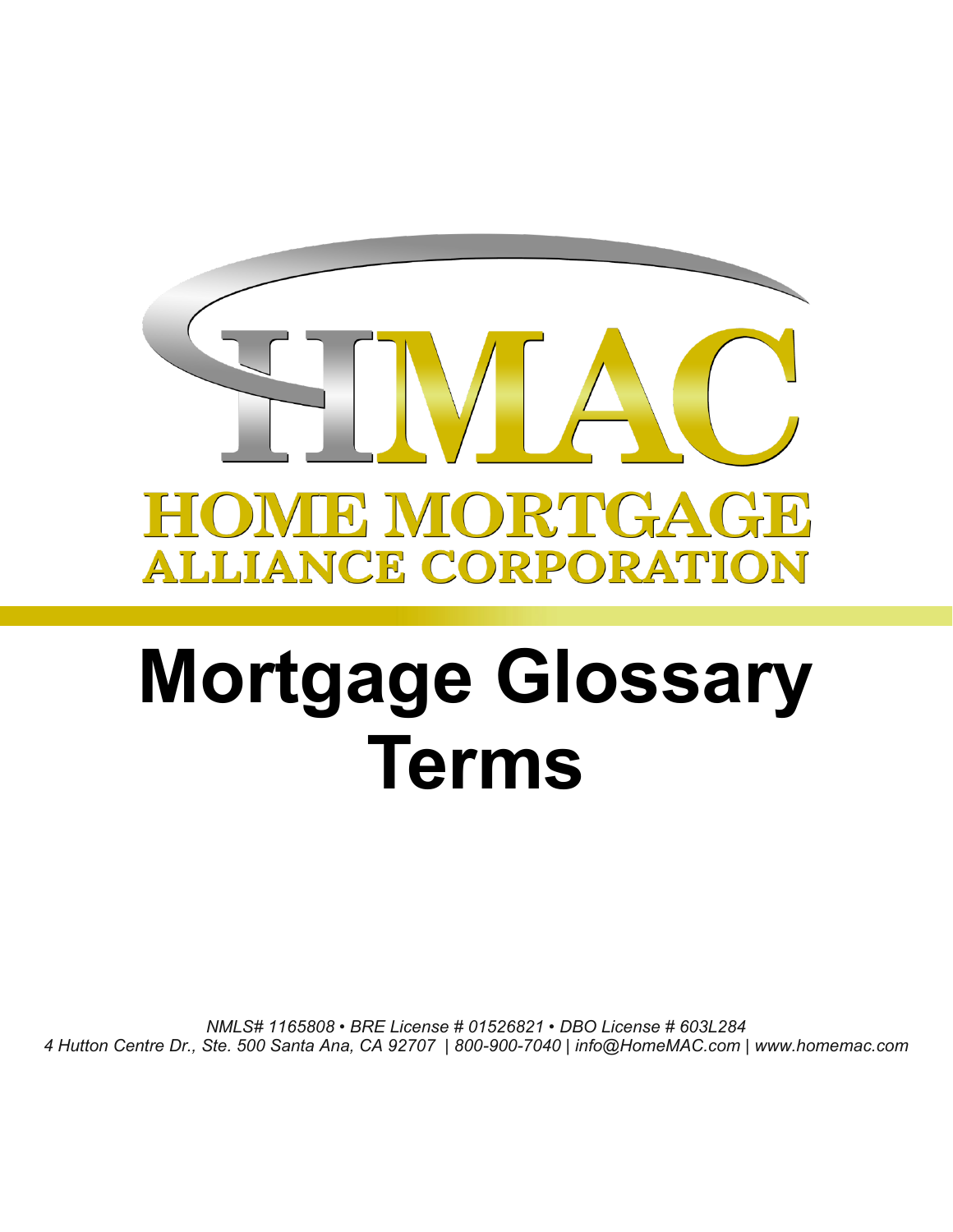HMAC

HOME MORTGAGE ALLIANCE CORPORATION

# Mortgage Glossary Terms

*NMLS# 1165808 • BRE License # 01526821 • DBO License # 603L284*
*4 Hutton Centre Dr., Ste. 500 Santa Ana, CA 92707 | 800-900-7040 | info@HomeMAC.com | www.homemac.com*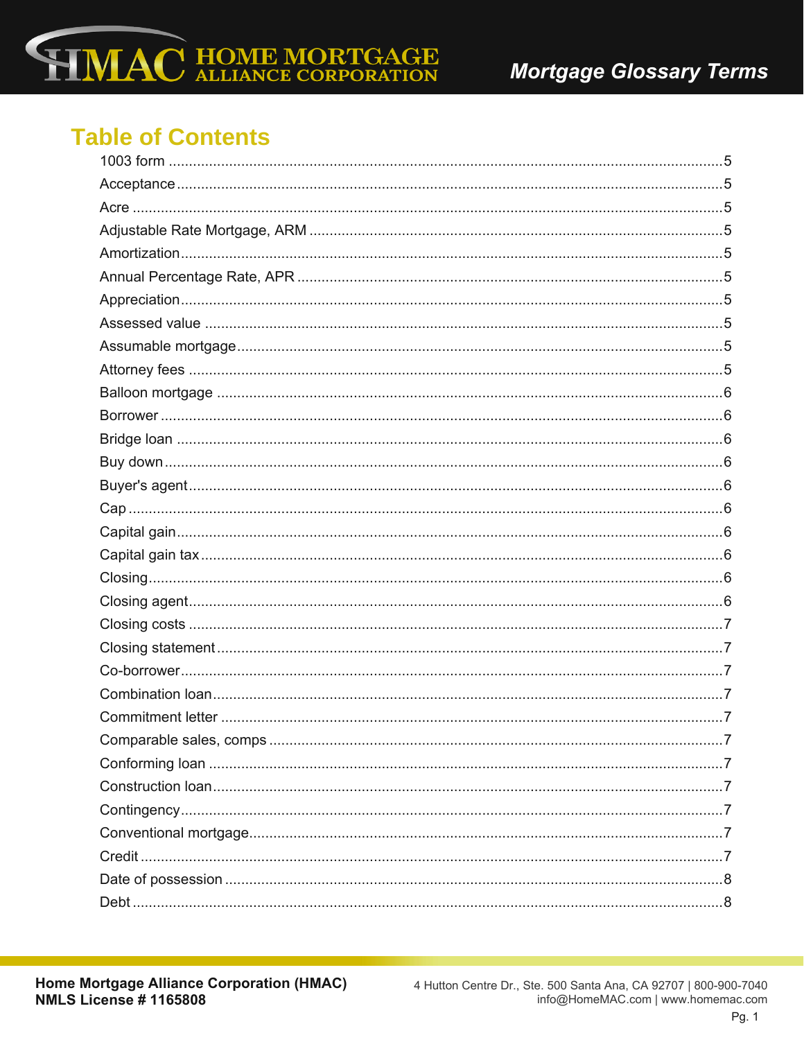## Table of Contents

1003 form .......................................................... 5
Acceptance .......................................................... 5
Acre .......................................................... 5
Adjustable Rate Mortgage, ARM .......................................................... 5
Amortization .......................................................... 5
Annual Percentage Rate, APR .......................................................... 5
Appreciation .......................................................... 5
Assessed value .......................................................... 5
Assumable mortgage .......................................................... 5
Attorney fees .......................................................... 5
Balloon mortgage .......................................................... 6
Borrower .......................................................... 6
Bridge loan .......................................................... 6
Buy down .......................................................... 6
Buyer's agent .......................................................... 6
Cap .......................................................... 6
Capital gain .......................................................... 6
Capital gain tax .......................................................... 6
Closing .......................................................... 6
Closing agent .......................................................... 6
Closing costs .......................................................... 7
Closing statement .......................................................... 7
Co-borrower .......................................................... 7
Combination loan .......................................................... 7
Commitment letter .......................................................... 7
Comparable sales, comps .......................................................... 7
Conforming loan .......................................................... 7
Construction loan .......................................................... 7
Contingency .......................................................... 7
Conventional mortgage .......................................................... 7
Credit .......................................................... 7
Date of possession .......................................................... 8
Debt .......................................................... 8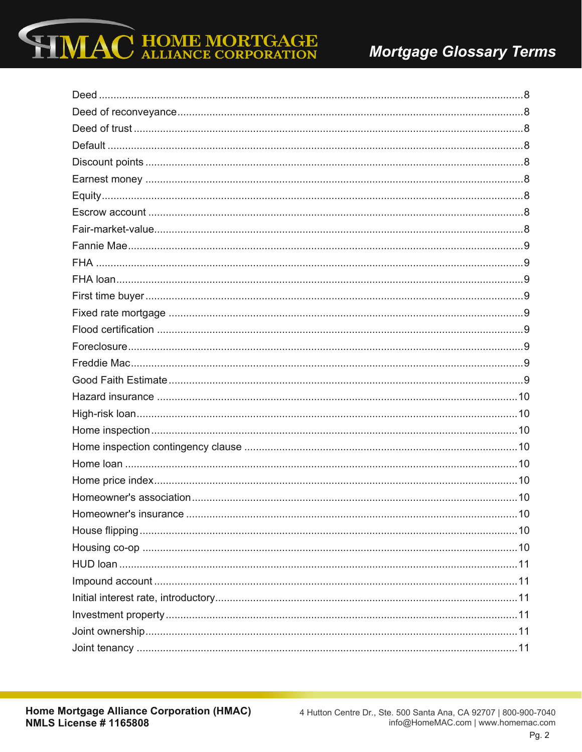Deed ........................................................................................................................................8
Deed of reconveyance.....................................................................................................................8
Deed of trust ....................................................................................................................................8
Default .............................................................................................................................................8
Discount points ................................................................................................................................8
Earnest money ................................................................................................................................8
Equity...............................................................................................................................................8
Escrow account ...............................................................................................................................8
Fair-market-value.............................................................................................................................8
Fannie Mae......................................................................................................................................9
FHA .................................................................................................................................................9
FHA loan..........................................................................................................................................9
First time buyer ................................................................................................................................9
Fixed rate mortgage ........................................................................................................................9
Flood certification ............................................................................................................................9
Foreclosure......................................................................................................................................9
Freddie Mac.....................................................................................................................................9
Good Faith Estimate ........................................................................................................................9
Hazard insurance ..........................................................................................................................10
High-risk loan.................................................................................................................................10
Home inspection ............................................................................................................................10
Home inspection contingency clause ............................................................................................10
Home loan .....................................................................................................................................10
Home price index...........................................................................................................................10
Homeowner's association..............................................................................................................10
Homeowner's insurance ................................................................................................................10
House flipping ................................................................................................................................10
Housing co-op ...............................................................................................................................10
HUD loan .......................................................................................................................................11
Impound account ...........................................................................................................................11
Initial interest rate, introductory......................................................................................................11
Investment property .......................................................................................................................11
Joint ownership..............................................................................................................................11
Joint tenancy .................................................................................................................................11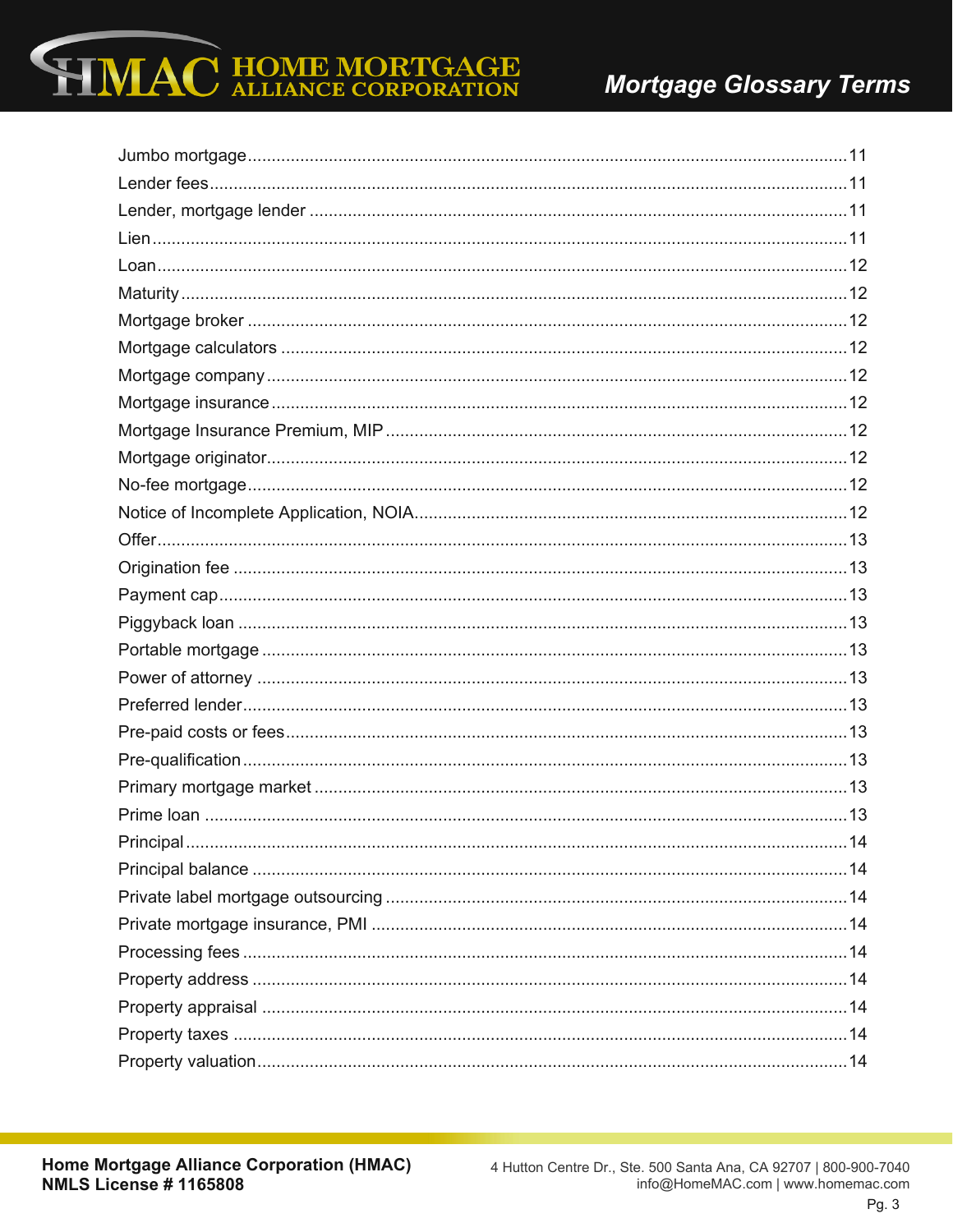Jumbo mortgage....................................................................11
Lender fees..........................................................................11
Lender, mortgage lender ......................................................11
Lien.......................................................................................11
Loan......................................................................................12
Maturity................................................................................12
Mortgage broker ..................................................................12
Mortgage calculators ...........................................................12
Mortgage company...............................................................12
Mortgage insurance.............................................................12
Mortgage Insurance Premium, MIP.......................................12
Mortgage originator..............................................................12
No-fee mortgage...................................................................12
Notice of Incomplete Application, NOIA.................................12
Offer......................................................................................13
Origination fee ......................................................................13
Payment cap.........................................................................13
Piggyback loan .....................................................................13
Portable mortgage ................................................................13
Power of attorney .................................................................13
Preferred lender....................................................................13
Pre-paid costs or fees...........................................................13
Pre-qualification....................................................................13
Primary mortgage market .....................................................13
Prime loan ............................................................................13
Principal................................................................................14
Principal balance ..................................................................14
Private label mortgage outsourcing ......................................14
Private mortgage insurance, PMI ..........................................14
Processing fees ....................................................................14
Property address ..................................................................14
Property appraisal ................................................................14
Property taxes ......................................................................14
Property valuation.................................................................14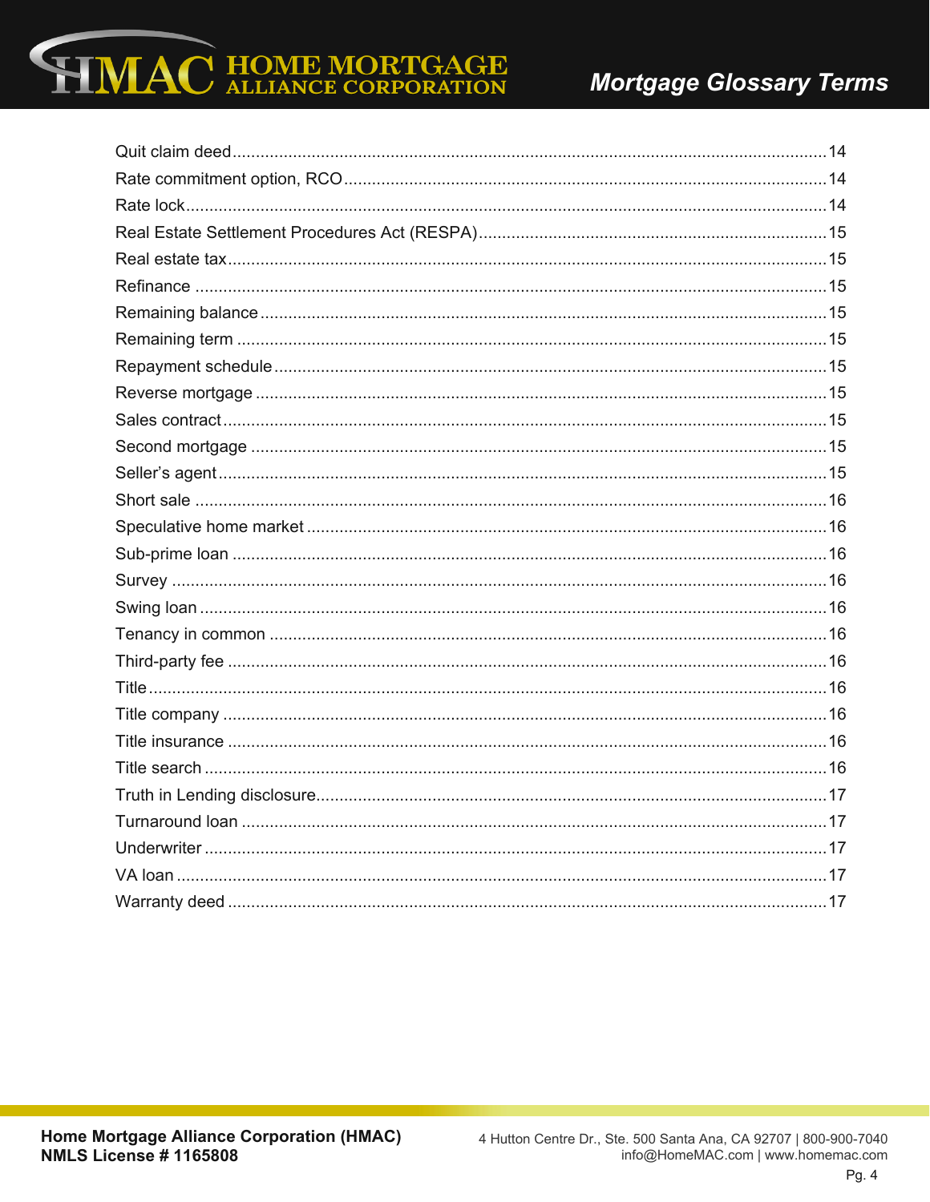Quit claim deed ....................................................................................................................... 14
Rate commitment option, RCO ........................................................................................................ 14
Rate lock ................................................................................................................................. 14
Real Estate Settlement Procedures Act (RESPA) ................................................................................... 15
Real estate tax ......................................................................................................................... 15
Refinance ................................................................................................................................ 15
Remaining balance ..................................................................................................................... 15
Remaining term ......................................................................................................................... 15
Repayment schedule ................................................................................................................... 15
Reverse mortgage ...................................................................................................................... 15
Sales contract ........................................................................................................................... 15
Second mortgage ....................................................................................................................... 15
Seller's agent ............................................................................................................................ 15
Short sale ................................................................................................................................ 16
Speculative home market ............................................................................................................. 16
Sub-prime loan .......................................................................................................................... 16
Survey .................................................................................................................................... 16
Swing loan ............................................................................................................................... 16
Tenancy in common ................................................................................................................... 16
Third-party fee .......................................................................................................................... 16
Title ....................................................................................................................................... 16
Title company ........................................................................................................................... 16
Title insurance .......................................................................................................................... 16
Title search .............................................................................................................................. 16
Truth in Lending disclosure ........................................................................................................... 17
Turnaround loan ........................................................................................................................ 17
Underwriter .............................................................................................................................. 17
VA loan ................................................................................................................................... 17
Warranty deed .......................................................................................................................... 17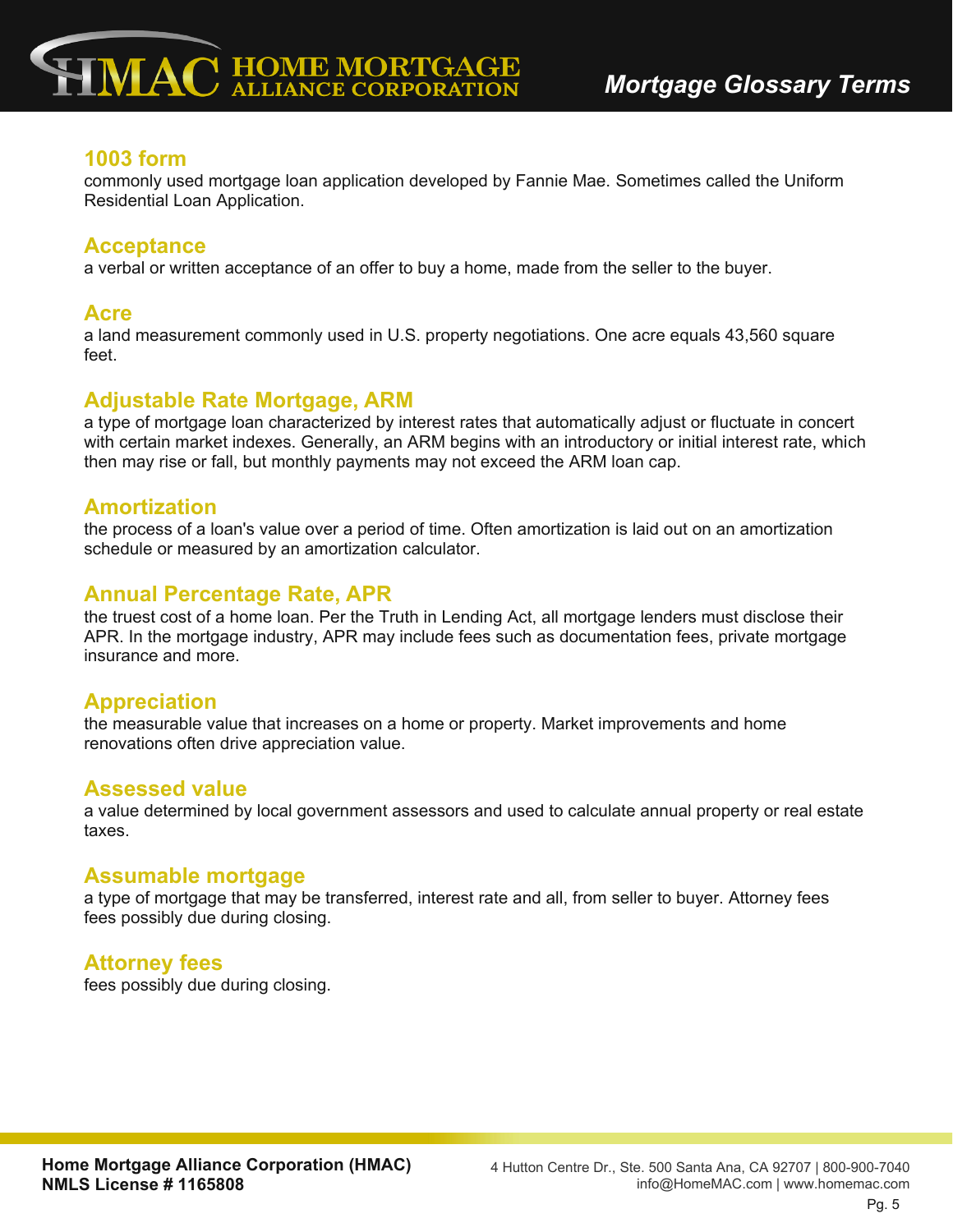### 1003 form

commonly used mortgage loan application developed by Fannie Mae. Sometimes called the Uniform Residential Loan Application.

### Acceptance

a verbal or written acceptance of an offer to buy a home, made from the seller to the buyer.

### Acre

a land measurement commonly used in U.S. property negotiations. One acre equals 43,560 square feet.

### Adjustable Rate Mortgage, ARM

a type of mortgage loan characterized by interest rates that automatically adjust or fluctuate in concert with certain market indexes. Generally, an ARM begins with an introductory or initial interest rate, which then may rise or fall, but monthly payments may not exceed the ARM loan cap.

### Amortization

the process of a loan's value over a period of time. Often amortization is laid out on an amortization schedule or measured by an amortization calculator.

### Annual Percentage Rate, APR

the truest cost of a home loan. Per the Truth in Lending Act, all mortgage lenders must disclose their APR. In the mortgage industry, APR may include fees such as documentation fees, private mortgage insurance and more.

### Appreciation

the measurable value that increases on a home or property. Market improvements and home renovations often drive appreciation value.

### Assessed value

a value determined by local government assessors and used to calculate annual property or real estate taxes.

### Assumable mortgage

a type of mortgage that may be transferred, interest rate and all, from seller to buyer. Attorney fees fees possibly due during closing.

### Attorney fees

fees possibly due during closing.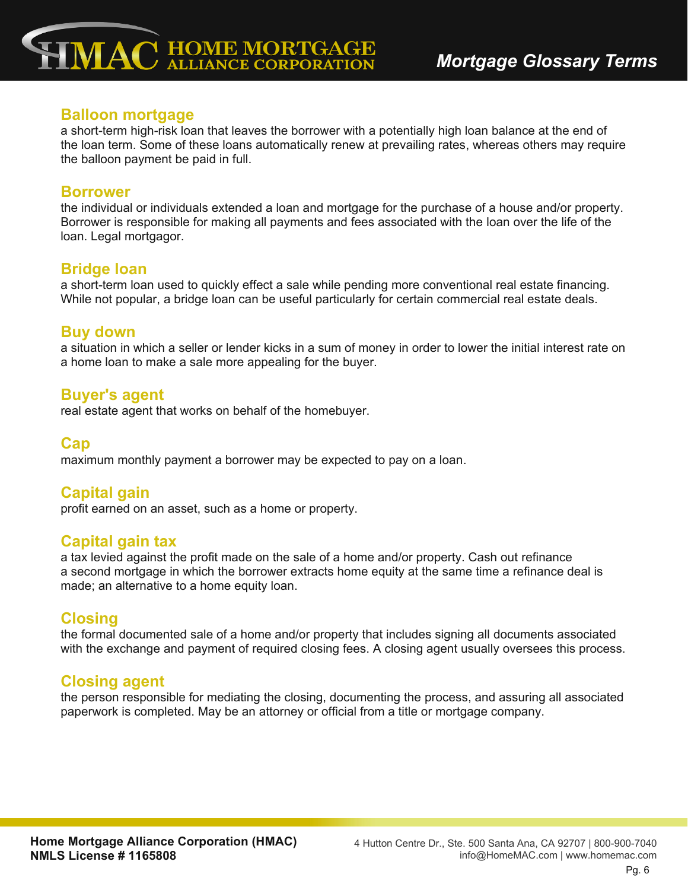### Balloon mortgage

a short-term high-risk loan that leaves the borrower with a potentially high loan balance at the end of the loan term. Some of these loans automatically renew at prevailing rates, whereas others may require the balloon payment be paid in full.

### Borrower

the individual or individuals extended a loan and mortgage for the purchase of a house and/or property. Borrower is responsible for making all payments and fees associated with the loan over the life of the loan. Legal mortgagor.

### Bridge loan

a short-term loan used to quickly effect a sale while pending more conventional real estate financing. While not popular, a bridge loan can be useful particularly for certain commercial real estate deals.

### Buy down

a situation in which a seller or lender kicks in a sum of money in order to lower the initial interest rate on a home loan to make a sale more appealing for the buyer.

### Buyer's agent

real estate agent that works on behalf of the homebuyer.

### Cap

maximum monthly payment a borrower may be expected to pay on a loan.

### Capital gain

profit earned on an asset, such as a home or property.

### Capital gain tax

a tax levied against the profit made on the sale of a home and/or property. Cash out refinance a second mortgage in which the borrower extracts home equity at the same time a refinance deal is made; an alternative to a home equity loan.

### Closing

the formal documented sale of a home and/or property that includes signing all documents associated with the exchange and payment of required closing fees. A closing agent usually oversees this process.

### Closing agent

the person responsible for mediating the closing, documenting the process, and assuring all associated paperwork is completed. May be an attorney or official from a title or mortgage company.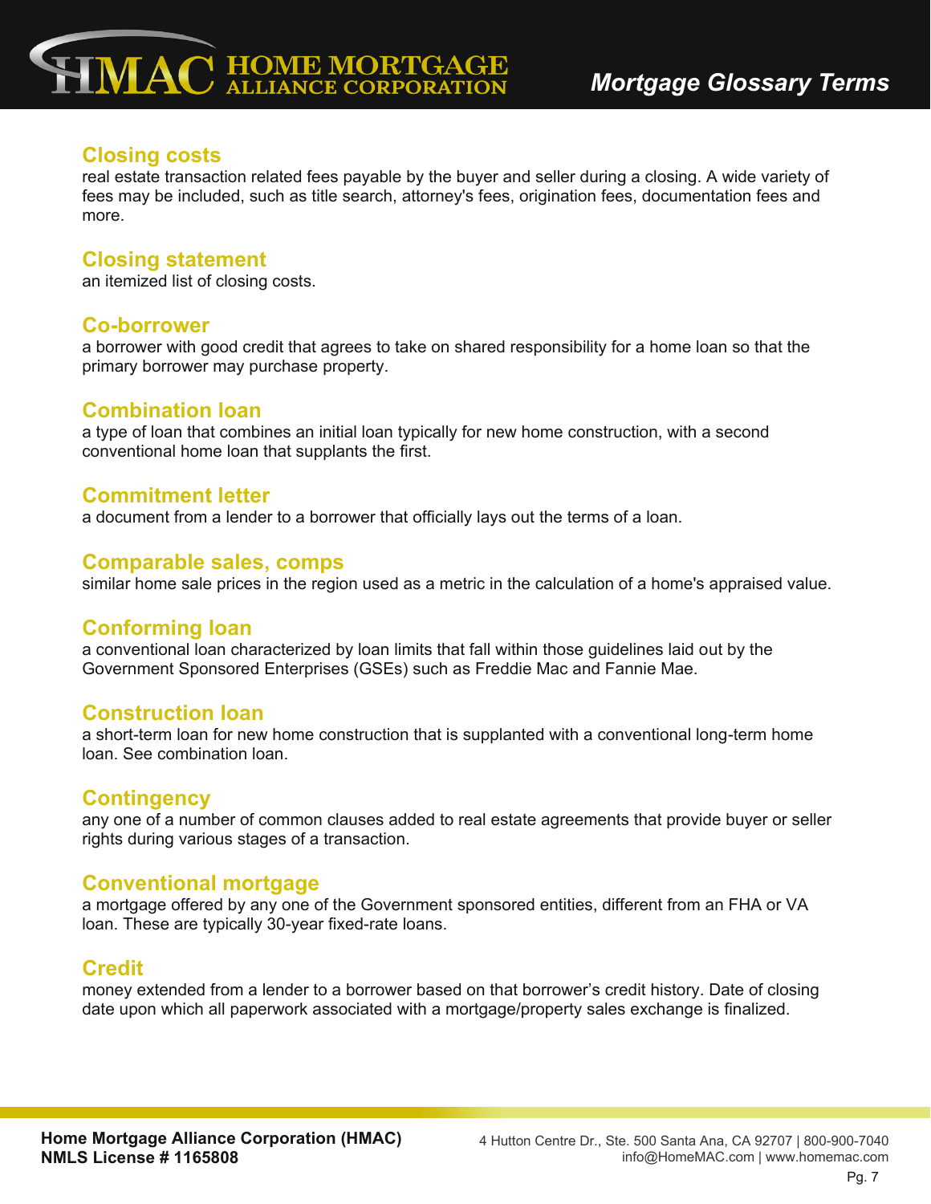## Closing costs

real estate transaction related fees payable by the buyer and seller during a closing. A wide variety of fees may be included, such as title search, attorney's fees, origination fees, documentation fees and more.

## Closing statement

an itemized list of closing costs.

## Co-borrower

a borrower with good credit that agrees to take on shared responsibility for a home loan so that the primary borrower may purchase property.

## Combination loan

a type of loan that combines an initial loan typically for new home construction, with a second conventional home loan that supplants the first.

## Commitment letter

a document from a lender to a borrower that officially lays out the terms of a loan.

## Comparable sales, comps

similar home sale prices in the region used as a metric in the calculation of a home's appraised value.

## Conforming loan

a conventional loan characterized by loan limits that fall within those guidelines laid out by the Government Sponsored Enterprises (GSEs) such as Freddie Mac and Fannie Mae.

## Construction loan

a short-term loan for new home construction that is supplanted with a conventional long-term home loan. See combination loan.

## Contingency

any one of a number of common clauses added to real estate agreements that provide buyer or seller rights during various stages of a transaction.

## Conventional mortgage

a mortgage offered by any one of the Government sponsored entities, different from an FHA or VA loan. These are typically 30-year fixed-rate loans.

## Credit

money extended from a lender to a borrower based on that borrower's credit history. Date of closing date upon which all paperwork associated with a mortgage/property sales exchange is finalized.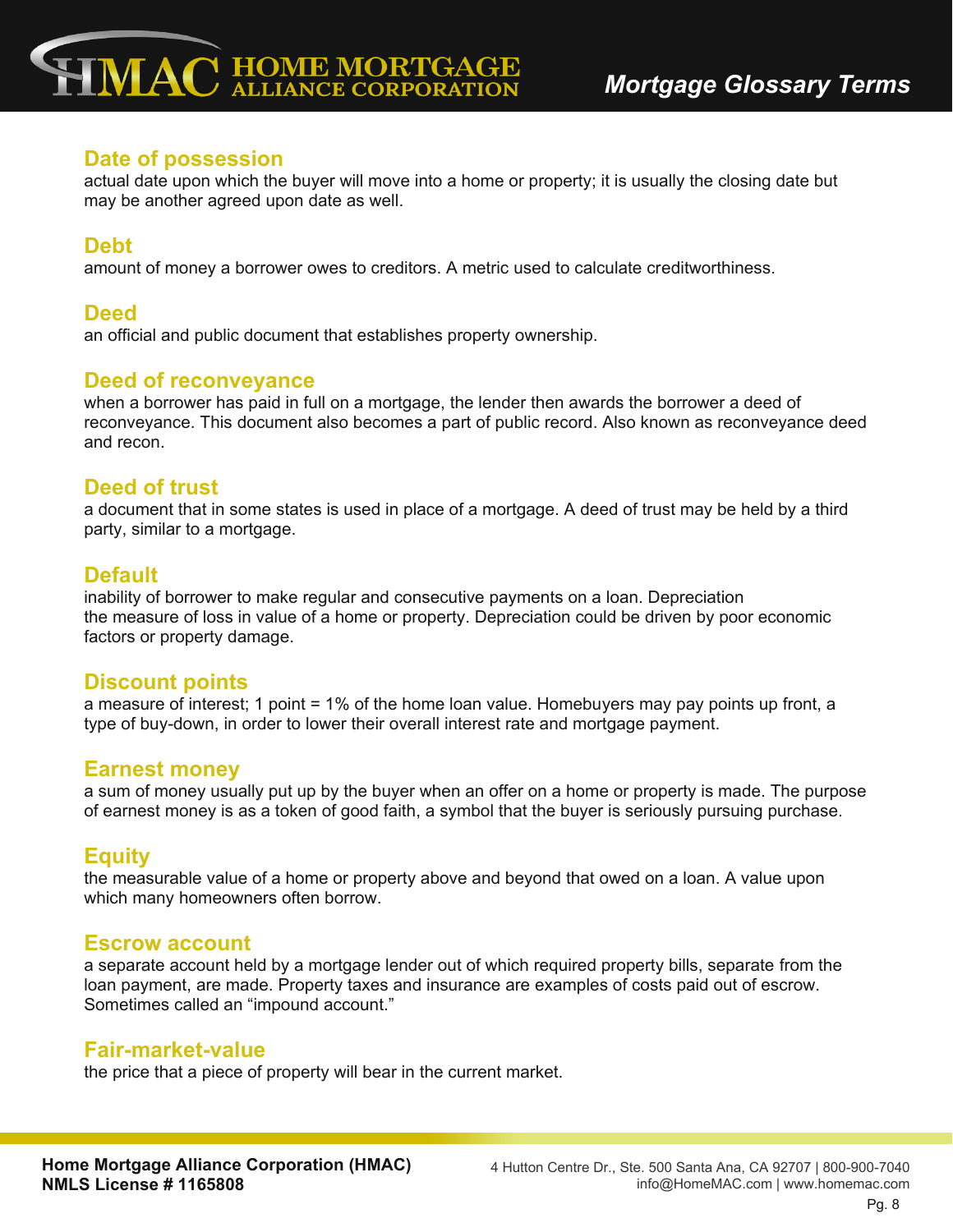### Date of possession

actual date upon which the buyer will move into a home or property; it is usually the closing date but may be another agreed upon date as well.

### Debt

amount of money a borrower owes to creditors. A metric used to calculate creditworthiness.

### Deed

an official and public document that establishes property ownership.

### Deed of reconveyance

when a borrower has paid in full on a mortgage, the lender then awards the borrower a deed of reconveyance. This document also becomes a part of public record. Also known as reconveyance deed and recon.

### Deed of trust

a document that in some states is used in place of a mortgage. A deed of trust may be held by a third party, similar to a mortgage.

### Default

inability of borrower to make regular and consecutive payments on a loan. Depreciation the measure of loss in value of a home or property. Depreciation could be driven by poor economic factors or property damage.

### Discount points

a measure of interest; 1 point = 1% of the home loan value. Homebuyers may pay points up front, a type of buy-down, in order to lower their overall interest rate and mortgage payment.

### Earnest money

a sum of money usually put up by the buyer when an offer on a home or property is made. The purpose of earnest money is as a token of good faith, a symbol that the buyer is seriously pursuing purchase.

### Equity

the measurable value of a home or property above and beyond that owed on a loan. A value upon which many homeowners often borrow.

### Escrow account

a separate account held by a mortgage lender out of which required property bills, separate from the loan payment, are made. Property taxes and insurance are examples of costs paid out of escrow. Sometimes called an "impound account."

### Fair-market-value

the price that a piece of property will bear in the current market.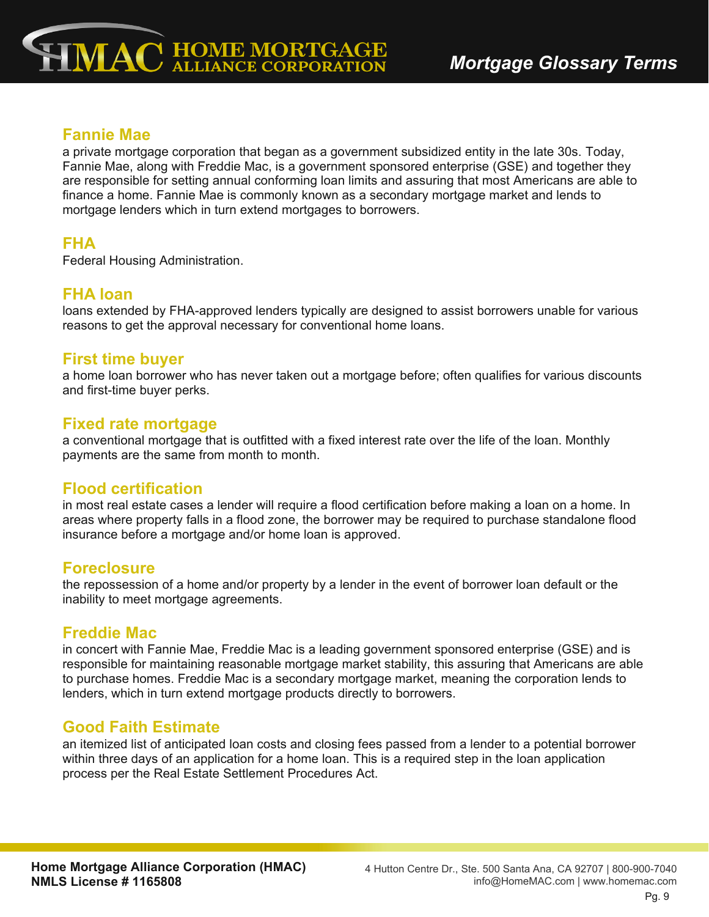## Fannie Mae

a private mortgage corporation that began as a government subsidized entity in the late 30s. Today, Fannie Mae, along with Freddie Mac, is a government sponsored enterprise (GSE) and together they are responsible for setting annual conforming loan limits and assuring that most Americans are able to finance a home. Fannie Mae is commonly known as a secondary mortgage market and lends to mortgage lenders which in turn extend mortgages to borrowers.

## FHA

Federal Housing Administration.

## FHA loan

loans extended by FHA-approved lenders typically are designed to assist borrowers unable for various reasons to get the approval necessary for conventional home loans.

## First time buyer

a home loan borrower who has never taken out a mortgage before; often qualifies for various discounts and first-time buyer perks.

## Fixed rate mortgage

a conventional mortgage that is outfitted with a fixed interest rate over the life of the loan. Monthly payments are the same from month to month.

## Flood certification

in most real estate cases a lender will require a flood certification before making a loan on a home. In areas where property falls in a flood zone, the borrower may be required to purchase standalone flood insurance before a mortgage and/or home loan is approved.

## Foreclosure

the repossession of a home and/or property by a lender in the event of borrower loan default or the inability to meet mortgage agreements.

## Freddie Mac

in concert with Fannie Mae, Freddie Mac is a leading government sponsored enterprise (GSE) and is responsible for maintaining reasonable mortgage market stability, this assuring that Americans are able to purchase homes. Freddie Mac is a secondary mortgage market, meaning the corporation lends to lenders, which in turn extend mortgage products directly to borrowers.

## Good Faith Estimate

an itemized list of anticipated loan costs and closing fees passed from a lender to a potential borrower within three days of an application for a home loan. This is a required step in the loan application process per the Real Estate Settlement Procedures Act.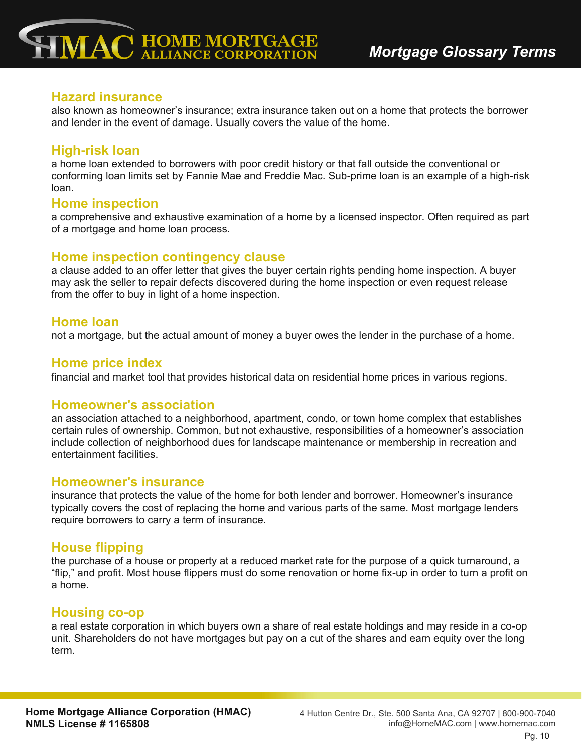## Hazard insurance

also known as homeowner's insurance; extra insurance taken out on a home that protects the borrower and lender in the event of damage. Usually covers the value of the home.

## High-risk loan

a home loan extended to borrowers with poor credit history or that fall outside the conventional or conforming loan limits set by Fannie Mae and Freddie Mac. Sub-prime loan is an example of a high-risk loan.

## Home inspection

a comprehensive and exhaustive examination of a home by a licensed inspector. Often required as part of a mortgage and home loan process.

## Home inspection contingency clause

a clause added to an offer letter that gives the buyer certain rights pending home inspection. A buyer may ask the seller to repair defects discovered during the home inspection or even request release from the offer to buy in light of a home inspection.

## Home loan

not a mortgage, but the actual amount of money a buyer owes the lender in the purchase of a home.

## Home price index

financial and market tool that provides historical data on residential home prices in various regions.

## Homeowner's association

an association attached to a neighborhood, apartment, condo, or town home complex that establishes certain rules of ownership. Common, but not exhaustive, responsibilities of a homeowner's association include collection of neighborhood dues for landscape maintenance or membership in recreation and entertainment facilities.

## Homeowner's insurance

insurance that protects the value of the home for both lender and borrower. Homeowner's insurance typically covers the cost of replacing the home and various parts of the same. Most mortgage lenders require borrowers to carry a term of insurance.

## House flipping

the purchase of a house or property at a reduced market rate for the purpose of a quick turnaround, a "flip," and profit. Most house flippers must do some renovation or home fix-up in order to turn a profit on a home.

## Housing co-op

a real estate corporation in which buyers own a share of real estate holdings and may reside in a co-op unit. Shareholders do not have mortgages but pay on a cut of the shares and earn equity over the long term.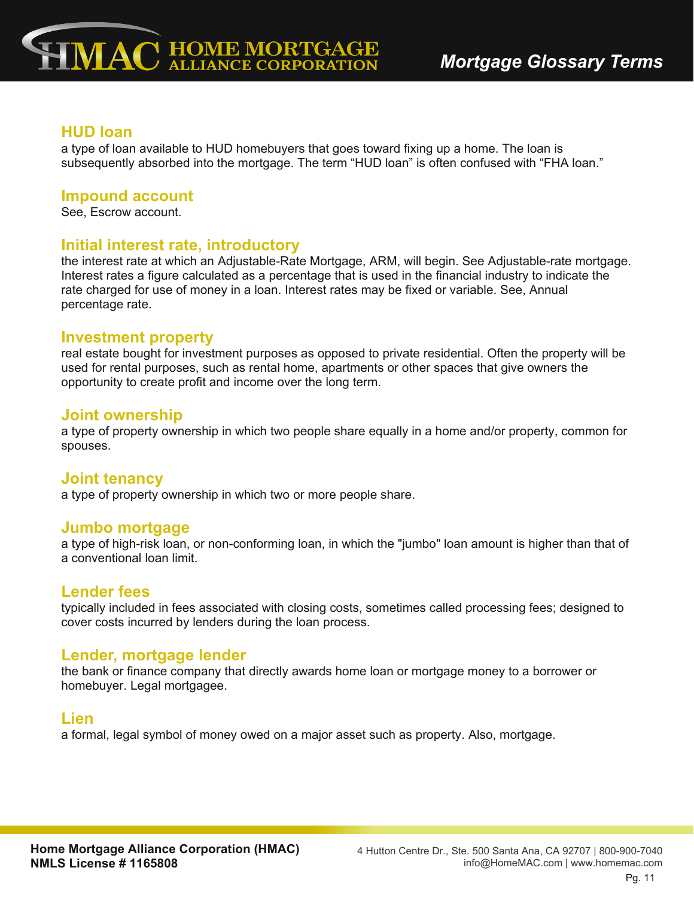## HUD loan

a type of loan available to HUD homebuyers that goes toward fixing up a home. The loan is subsequently absorbed into the mortgage. The term "HUD loan" is often confused with "FHA loan."

## Impound account

See, Escrow account.

## Initial interest rate, introductory

the interest rate at which an Adjustable-Rate Mortgage, ARM, will begin. See Adjustable-rate mortgage. Interest rates a figure calculated as a percentage that is used in the financial industry to indicate the rate charged for use of money in a loan. Interest rates may be fixed or variable. See, Annual percentage rate.

## Investment property

real estate bought for investment purposes as opposed to private residential. Often the property will be used for rental purposes, such as rental home, apartments or other spaces that give owners the opportunity to create profit and income over the long term.

## Joint ownership

a type of property ownership in which two people share equally in a home and/or property, common for spouses.

## Joint tenancy

a type of property ownership in which two or more people share.

## Jumbo mortgage

a type of high-risk loan, or non-conforming loan, in which the "jumbo" loan amount is higher than that of a conventional loan limit.

## Lender fees

typically included in fees associated with closing costs, sometimes called processing fees; designed to cover costs incurred by lenders during the loan process.

## Lender, mortgage lender

the bank or finance company that directly awards home loan or mortgage money to a borrower or homebuyer. Legal mortgagee.

## Lien

a formal, legal symbol of money owed on a major asset such as property. Also, mortgage.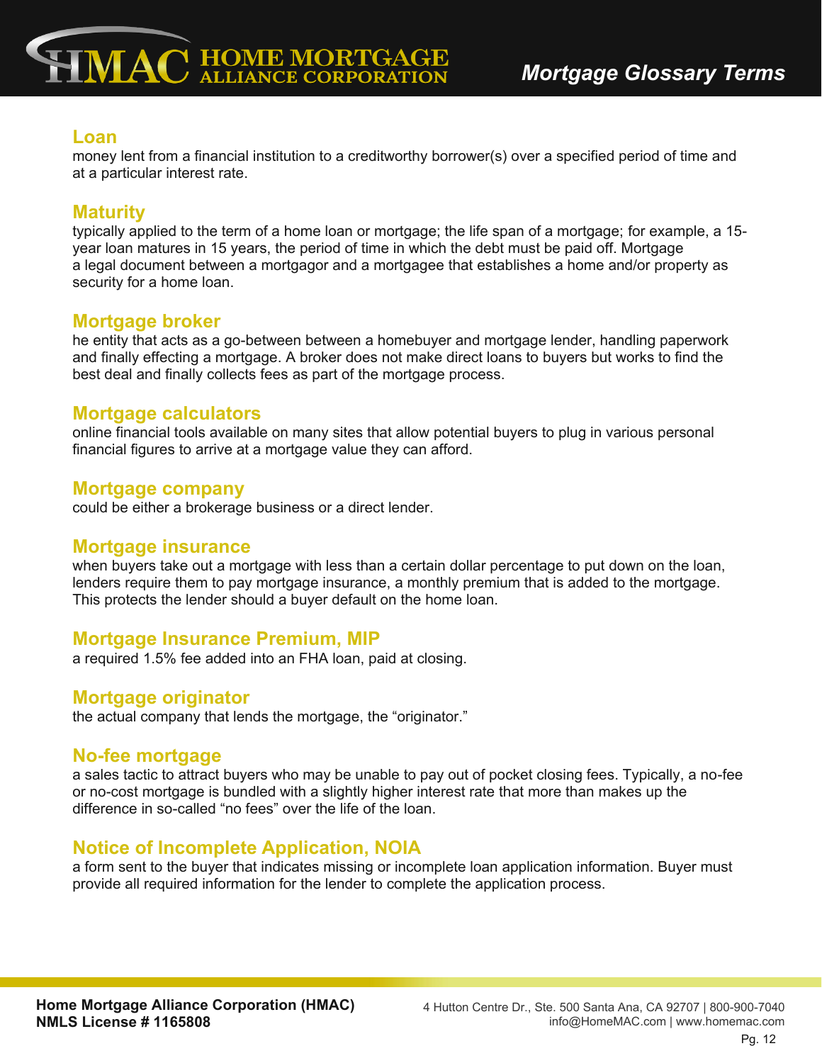## Loan

money lent from a financial institution to a creditworthy borrower(s) over a specified period of time and at a particular interest rate.

## Maturity

typically applied to the term of a home loan or mortgage; the life span of a mortgage; for example, a 15-year loan matures in 15 years, the period of time in which the debt must be paid off. Mortgage
a legal document between a mortgagor and a mortgagee that establishes a home and/or property as security for a home loan.

## Mortgage broker

he entity that acts as a go-between between a homebuyer and mortgage lender, handling paperwork and finally effecting a mortgage. A broker does not make direct loans to buyers but works to find the best deal and finally collects fees as part of the mortgage process.

## Mortgage calculators

online financial tools available on many sites that allow potential buyers to plug in various personal financial figures to arrive at a mortgage value they can afford.

## Mortgage company

could be either a brokerage business or a direct lender.

## Mortgage insurance

when buyers take out a mortgage with less than a certain dollar percentage to put down on the loan, lenders require them to pay mortgage insurance, a monthly premium that is added to the mortgage. This protects the lender should a buyer default on the home loan.

## Mortgage Insurance Premium, MIP

a required 1.5% fee added into an FHA loan, paid at closing.

## Mortgage originator

the actual company that lends the mortgage, the "originator."

## No-fee mortgage

a sales tactic to attract buyers who may be unable to pay out of pocket closing fees. Typically, a no-fee or no-cost mortgage is bundled with a slightly higher interest rate that more than makes up the difference in so-called "no fees" over the life of the loan.

## Notice of Incomplete Application, NOIA

a form sent to the buyer that indicates missing or incomplete loan application information. Buyer must provide all required information for the lender to complete the application process.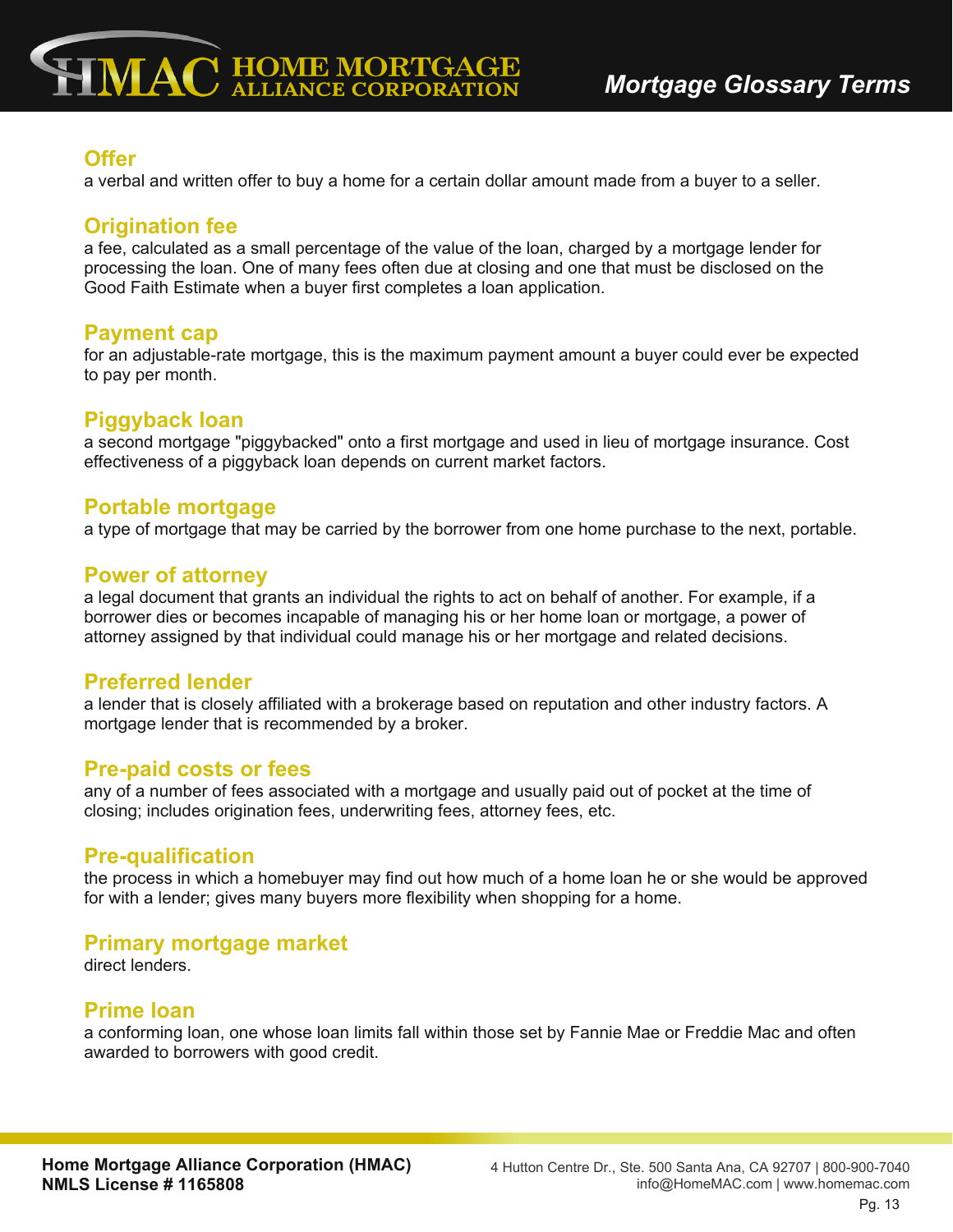### Offer
a verbal and written offer to buy a home for a certain dollar amount made from a buyer to a seller.

### Origination fee
a fee, calculated as a small percentage of the value of the loan, charged by a mortgage lender for processing the loan. One of many fees often due at closing and one that must be disclosed on the Good Faith Estimate when a buyer first completes a loan application.

### Payment cap
for an adjustable-rate mortgage, this is the maximum payment amount a buyer could ever be expected to pay per month.

### Piggyback loan
a second mortgage "piggybacked" onto a first mortgage and used in lieu of mortgage insurance. Cost effectiveness of a piggyback loan depends on current market factors.

### Portable mortgage
a type of mortgage that may be carried by the borrower from one home purchase to the next, portable.

### Power of attorney
a legal document that grants an individual the rights to act on behalf of another. For example, if a borrower dies or becomes incapable of managing his or her home loan or mortgage, a power of attorney assigned by that individual could manage his or her mortgage and related decisions.

### Preferred lender
a lender that is closely affiliated with a brokerage based on reputation and other industry factors. A mortgage lender that is recommended by a broker.

### Pre-paid costs or fees
any of a number of fees associated with a mortgage and usually paid out of pocket at the time of closing; includes origination fees, underwriting fees, attorney fees, etc.

### Pre-qualification
the process in which a homebuyer may find out how much of a home loan he or she would be approved for with a lender; gives many buyers more flexibility when shopping for a home.

### Primary mortgage market
direct lenders.

### Prime loan
a conforming loan, one whose loan limits fall within those set by Fannie Mae or Freddie Mac and often awarded to borrowers with good credit.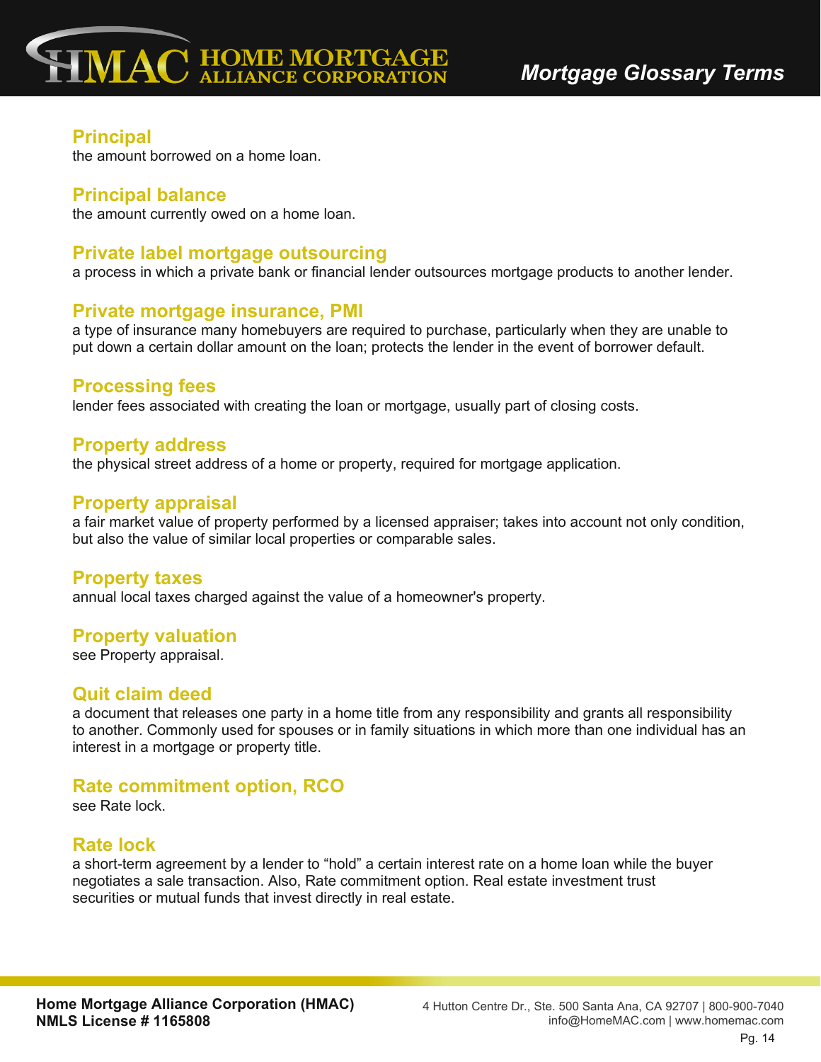### Principal
the amount borrowed on a home loan.

### Principal balance
the amount currently owed on a home loan.

### Private label mortgage outsourcing
a process in which a private bank or financial lender outsources mortgage products to another lender.

### Private mortgage insurance, PMI
a type of insurance many homebuyers are required to purchase, particularly when they are unable to put down a certain dollar amount on the loan; protects the lender in the event of borrower default.

### Processing fees
lender fees associated with creating the loan or mortgage, usually part of closing costs.

### Property address
the physical street address of a home or property, required for mortgage application.

### Property appraisal
a fair market value of property performed by a licensed appraiser; takes into account not only condition, but also the value of similar local properties or comparable sales.

### Property taxes
annual local taxes charged against the value of a homeowner's property.

### Property valuation
see Property appraisal.

### Quit claim deed
a document that releases one party in a home title from any responsibility and grants all responsibility to another. Commonly used for spouses or in family situations in which more than one individual has an interest in a mortgage or property title.

### Rate commitment option, RCO
see Rate lock.

### Rate lock
a short-term agreement by a lender to "hold" a certain interest rate on a home loan while the buyer negotiates a sale transaction. Also, Rate commitment option. Real estate investment trust securities or mutual funds that invest directly in real estate.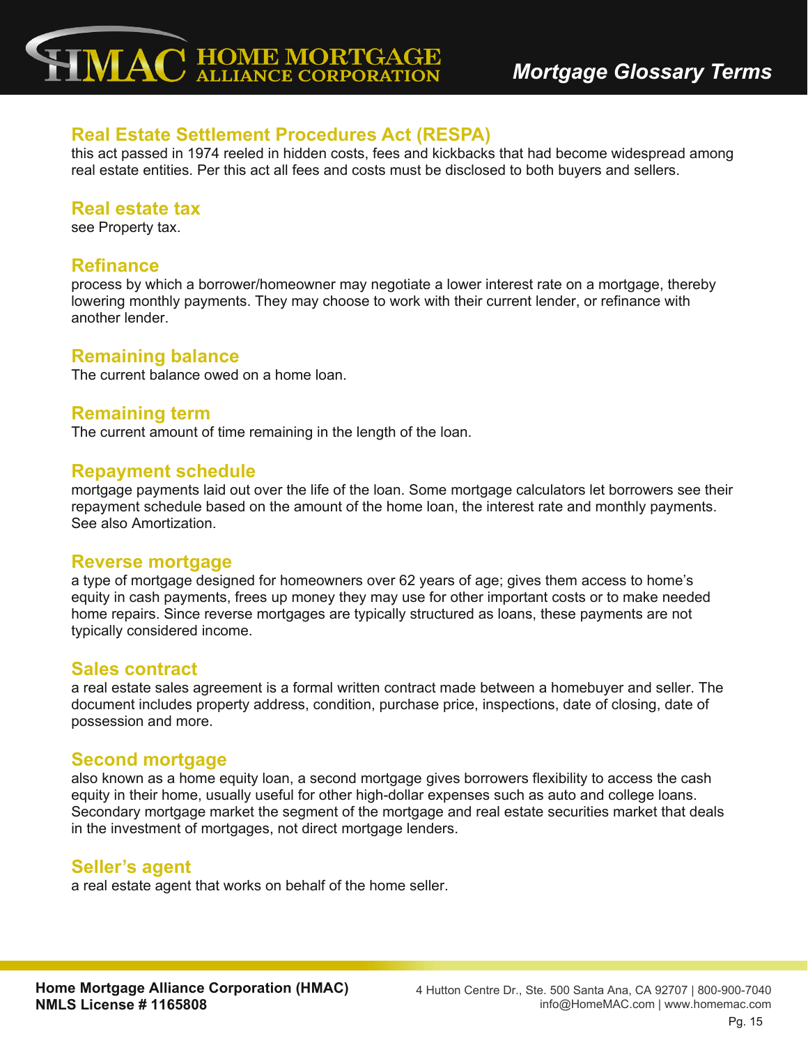## Real Estate Settlement Procedures Act (RESPA)

this act passed in 1974 reeled in hidden costs, fees and kickbacks that had become widespread among real estate entities. Per this act all fees and costs must be disclosed to both buyers and sellers.

## Real estate tax

see Property tax.

## Refinance

process by which a borrower/homeowner may negotiate a lower interest rate on a mortgage, thereby lowering monthly payments. They may choose to work with their current lender, or refinance with another lender.

## Remaining balance

The current balance owed on a home loan.

## Remaining term

The current amount of time remaining in the length of the loan.

## Repayment schedule

mortgage payments laid out over the life of the loan. Some mortgage calculators let borrowers see their repayment schedule based on the amount of the home loan, the interest rate and monthly payments. See also Amortization.

## Reverse mortgage

a type of mortgage designed for homeowners over 62 years of age; gives them access to home's equity in cash payments, frees up money they may use for other important costs or to make needed home repairs. Since reverse mortgages are typically structured as loans, these payments are not typically considered income.

## Sales contract

a real estate sales agreement is a formal written contract made between a homebuyer and seller. The document includes property address, condition, purchase price, inspections, date of closing, date of possession and more.

## Second mortgage

also known as a home equity loan, a second mortgage gives borrowers flexibility to access the cash equity in their home, usually useful for other high-dollar expenses such as auto and college loans. Secondary mortgage market the segment of the mortgage and real estate securities market that deals in the investment of mortgages, not direct mortgage lenders.

## Seller's agent

a real estate agent that works on behalf of the home seller.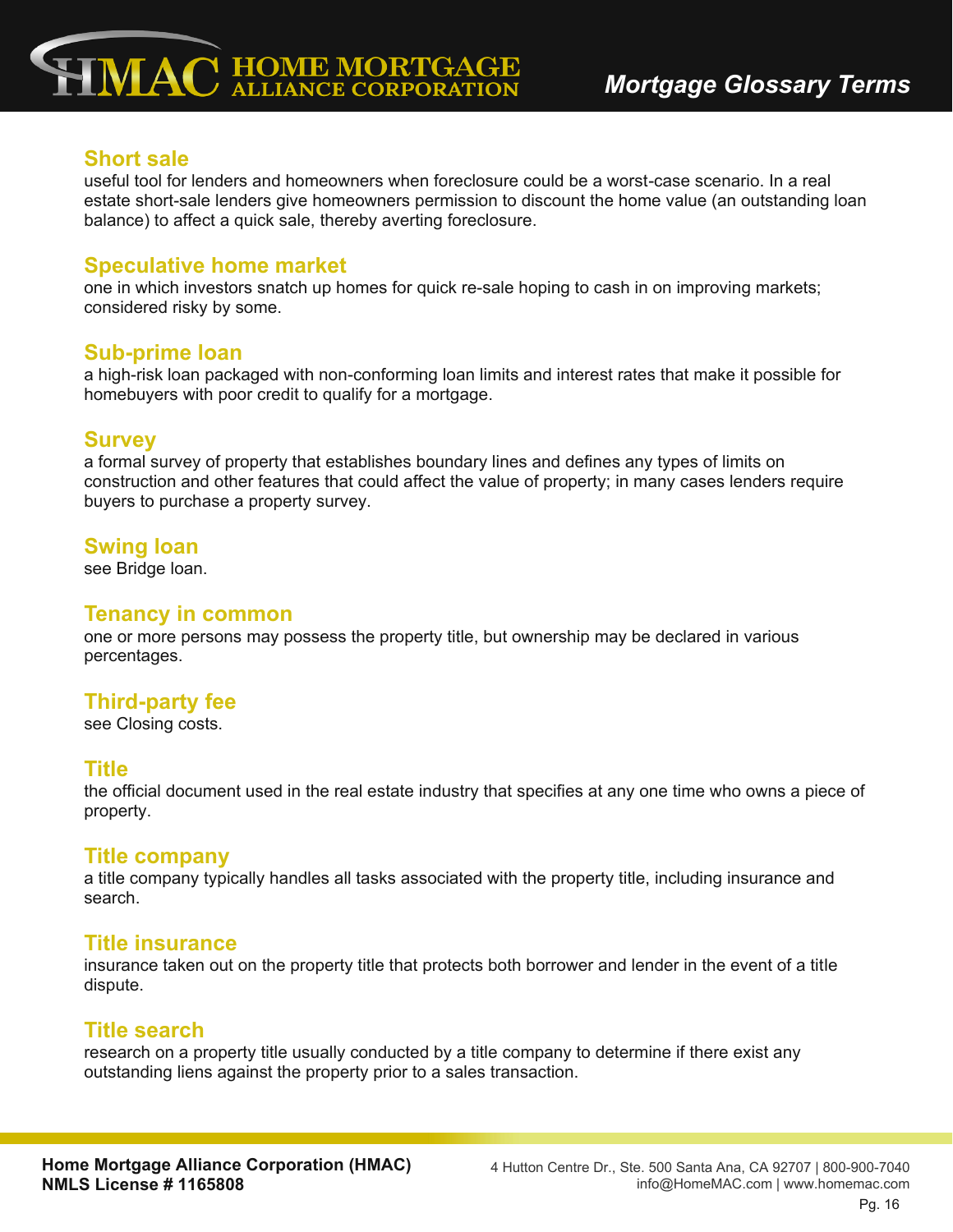### Short sale

useful tool for lenders and homeowners when foreclosure could be a worst-case scenario. In a real estate short-sale lenders give homeowners permission to discount the home value (an outstanding loan balance) to affect a quick sale, thereby averting foreclosure.

### Speculative home market

one in which investors snatch up homes for quick re-sale hoping to cash in on improving markets; considered risky by some.

### Sub-prime loan

a high-risk loan packaged with non-conforming loan limits and interest rates that make it possible for homebuyers with poor credit to qualify for a mortgage.

### Survey

a formal survey of property that establishes boundary lines and defines any types of limits on construction and other features that could affect the value of property; in many cases lenders require buyers to purchase a property survey.

### Swing loan

see Bridge loan.

### Tenancy in common

one or more persons may possess the property title, but ownership may be declared in various percentages.

### Third-party fee

see Closing costs.

### Title

the official document used in the real estate industry that specifies at any one time who owns a piece of property.

### Title company

a title company typically handles all tasks associated with the property title, including insurance and search.

### Title insurance

insurance taken out on the property title that protects both borrower and lender in the event of a title dispute.

### Title search

research on a property title usually conducted by a title company to determine if there exist any outstanding liens against the property prior to a sales transaction.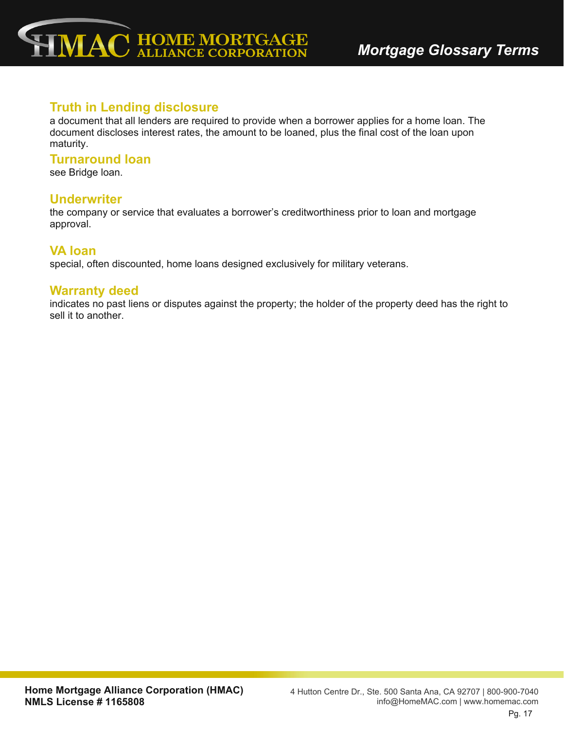### Truth in Lending disclosure

a document that all lenders are required to provide when a borrower applies for a home loan. The document discloses interest rates, the amount to be loaned, plus the final cost of the loan upon maturity.

### Turnaround loan

see Bridge loan.

### Underwriter

the company or service that evaluates a borrower's creditworthiness prior to loan and mortgage approval.

### VA loan

special, often discounted, home loans designed exclusively for military veterans.

### Warranty deed

indicates no past liens or disputes against the property; the holder of the property deed has the right to sell it to another.